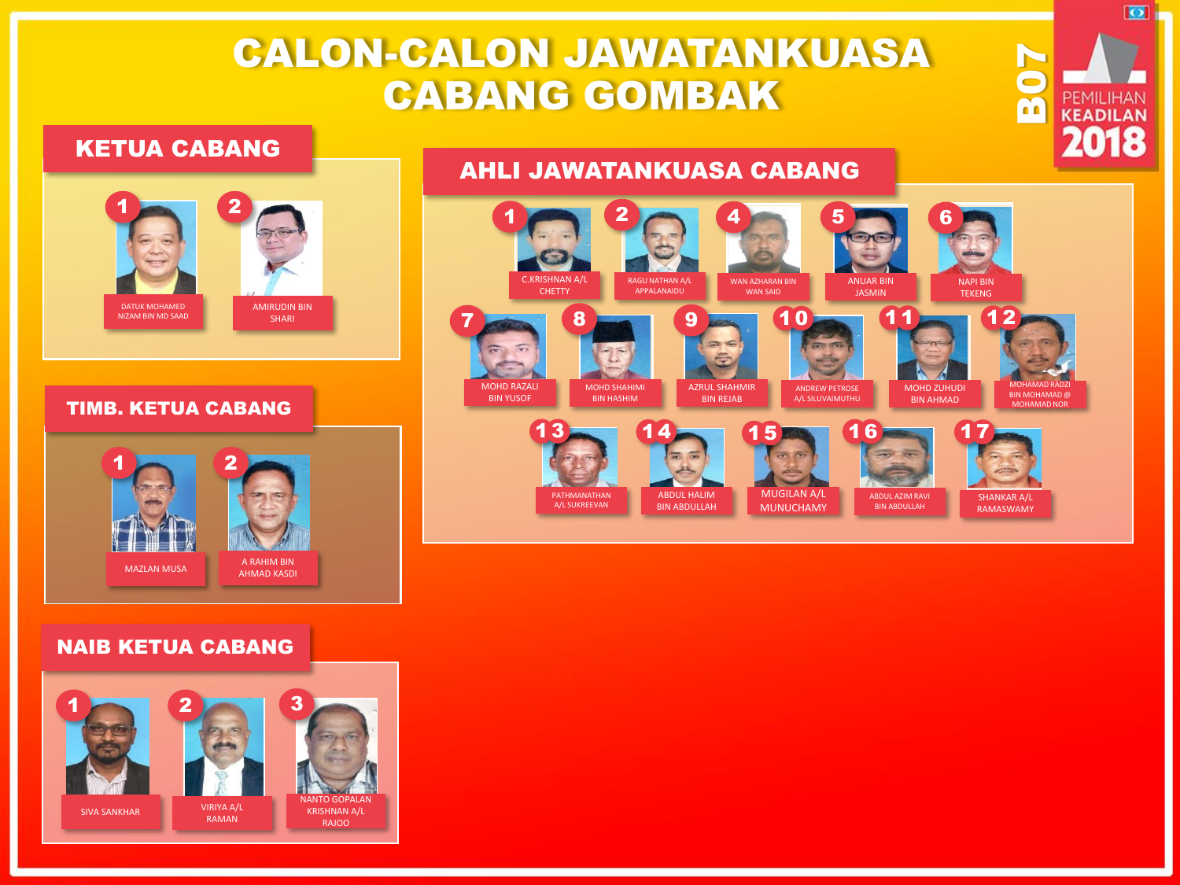# CALON-CALON JAWATANKUASA CABANG GOMBAK

B07 PEMILIHAN KEADILAN 2018

## KETUA CABANG

1. DATUK MOHAMED NIZAM BIN MD SAAD
2. AMIRUDIN BIN SHARI

## TIMB. KETUA CABANG

1. MAZLAN MUSA
2. A RAHIM BIN AHMAD KASDI

## NAIB KETUA CABANG

1. SIVA SANKHAR
2. VIRIYA A/L RAMAN
3. NANTO GOPALAN KRISHNAN A/L RAJOO

## AHLI JAWATANKUASA CABANG

1. C.KRISHNAN A/L CHETTY
2. RAGU NATHAN A/L APPALANAIDU
4. WAN AZHARAN BIN WAN SAID
5. ANUAR BIN JASMIN
6. NAPI BIN TEKENG
7. MOHD RAZALI BIN YUSOF
8. MOHD SHAHIMI BIN HASHIM
9. AZRUL SHAHMIR BIN REJAB
10. ANDREW PETROSE A/L SILUVAIMUTHU
11. MOHD ZUHUDI BIN AHMAD
12. MOHAMAD RADZI BIN MOHAMAD @ MOHAMAD NOR
13. PATHMANATHAN A/L SUKREEVAN
14. ABDUL HALIM BIN ABDULLAH
15. MUGILAN A/L MUNUCHAMY
16. ABDUL AZIM RAVI BIN ABDULLAH
17. SHANKAR A/L RAMASWAMY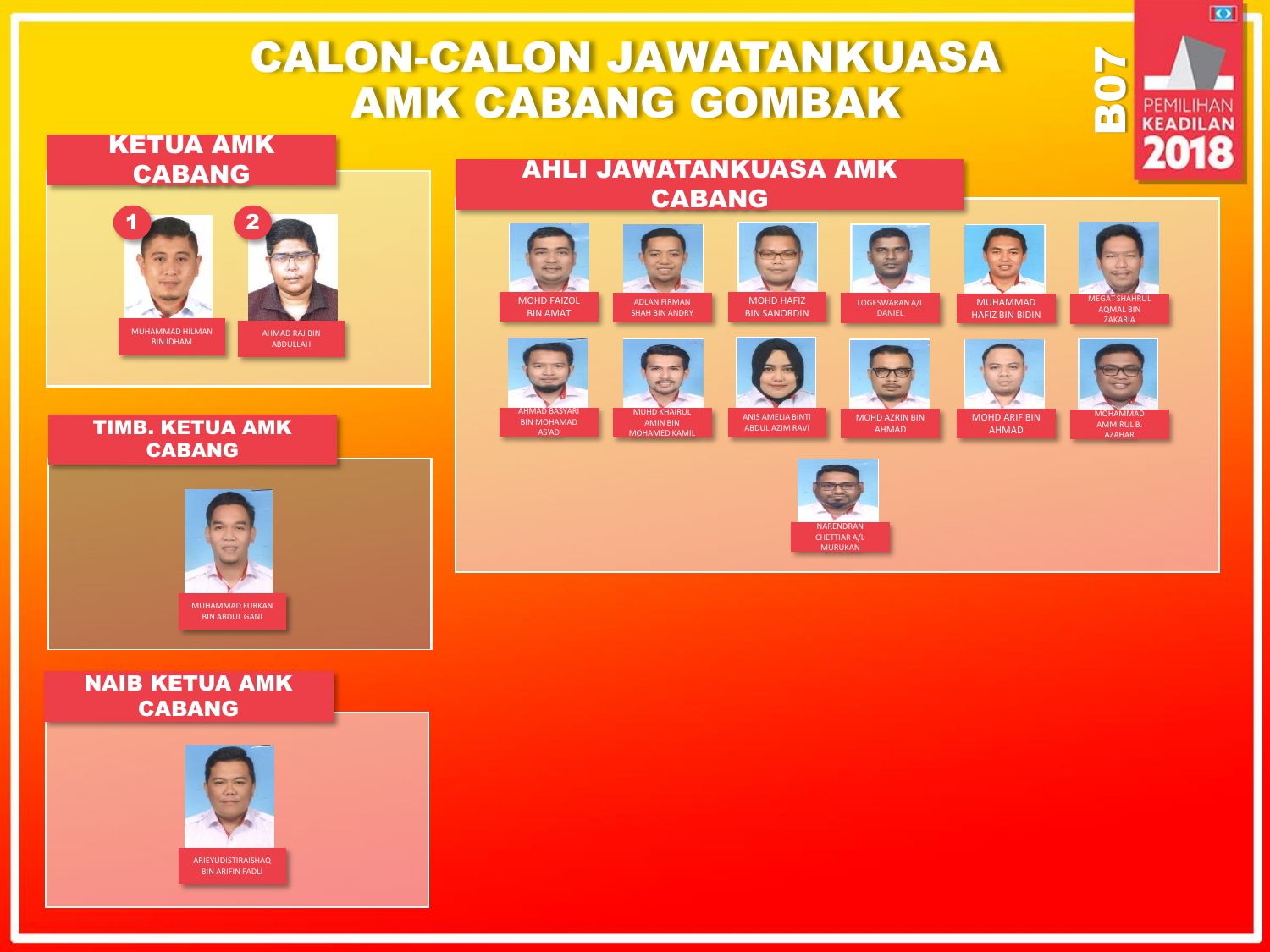# CALON-CALON JAWATANKUASA AMK CABANG GOMBAK

B07

PEMILIHAN KEADILAN 2018

## KETUA AMK CABANG

1. MUHAMMAD HILMAN BIN IDHAM
2. AHMAD RAJ BIN ABDULLAH

## TIMB. KETUA AMK CABANG

MUHAMMAD FURKAN BIN ABDUL GANI

## NAIB KETUA AMK CABANG

ARIEYUDISTIRAISHAQ BIN ARIFIN FADLI

## AHLI JAWATANKUASA AMK CABANG

- MOHD FAIZOL BIN AMAT
- ADLAN FIRMAN SHAH BIN ANDRY
- MOHD HAFIZ BIN SANORDIN
- LOGESWARAN A/L DANIEL
- MUHAMMAD HAFIZ BIN BIDIN
- MEGAT SHAHRUL AQMAL BIN ZAKARIA
- AHMAD BASYARI BIN MOHAMAD AS'AD
- MUHD KHAIRUL AMIN BIN MOHAMED KAMIL
- ANIS AMELIA BINTI ABDUL AZIM RAVI
- MOHD AZRIN BIN AHMAD
- MOHD ARIF BIN AHMAD
- MOHAMMAD AMMIRUL B. AZAHAR
- NARENDRAN CHETTIAR A/L MURUKAN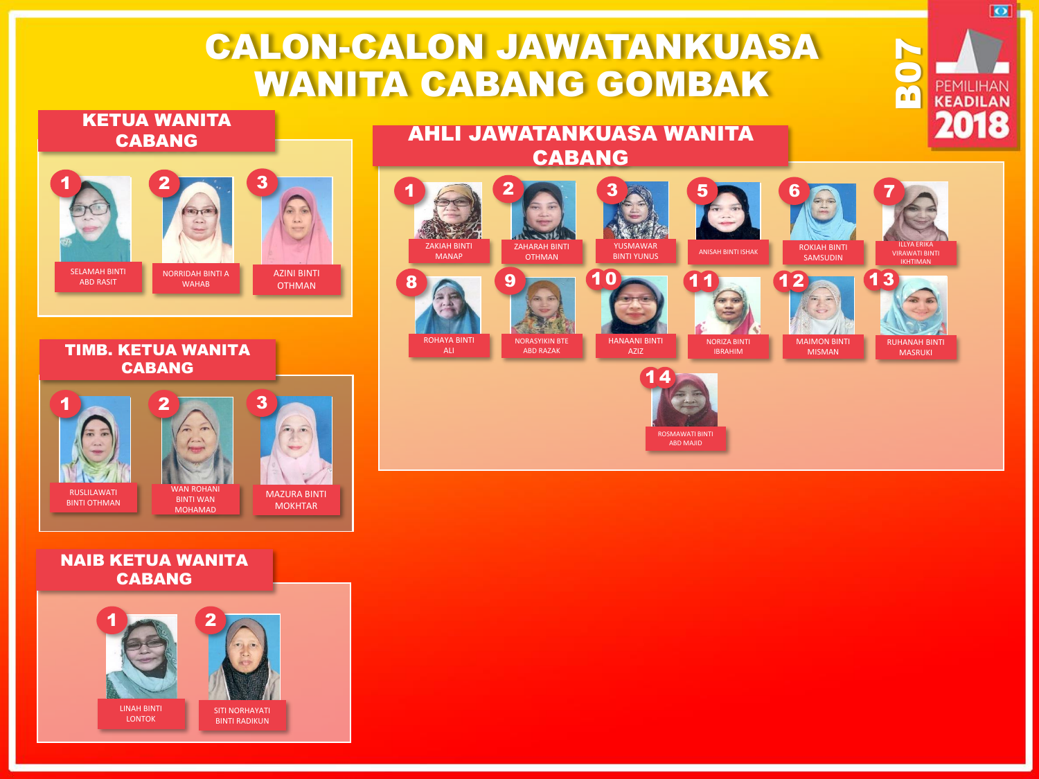# CALON-CALON JAWATANKUASA WANITA CABANG GOMBAK

B07

PEMILIHAN KEADILAN 2018

## KETUA WANITA CABANG

1. SELAMAH BINTI ABD RASIT
2. NORRIDAH BINTI A WAHAB
3. AZINI BINTI OTHMAN

## TIMB. KETUA WANITA CABANG

1. RUSLILAWATI BINTI OTHMAN
2. WAN ROHANI BINTI WAN MOHAMAD
3. MAZURA BINTI MOKHTAR

## NAIB KETUA WANITA CABANG

1. LINAH BINTI LONTOK
2. SITI NORHAYATI BINTI RADIKUN

## AHLI JAWATANKUASA WANITA CABANG

1. ZAKIAH BINTI MANAP
2. ZAHARAH BINTI OTHMAN
3. YUSMAWAR BINTI YUNUS
5. ANISAH BINTI ISHAK
6. ROKIAH BINTI SAMSUDIN
7. ILLYA ERIKA VIRAWATI BINTI IKHTIMAN
8. ROHAYA BINTI ALI
9. NORASYIKIN BTE ABD RAZAK
10. HANAANI BINTI AZIZ
11. NORIZA BINTI IBRAHIM
12. MAIMON BINTI MISMAN
13. RUHANAH BINTI MASRUKI
14. ROSMAWATI BINTI ABD MAJID